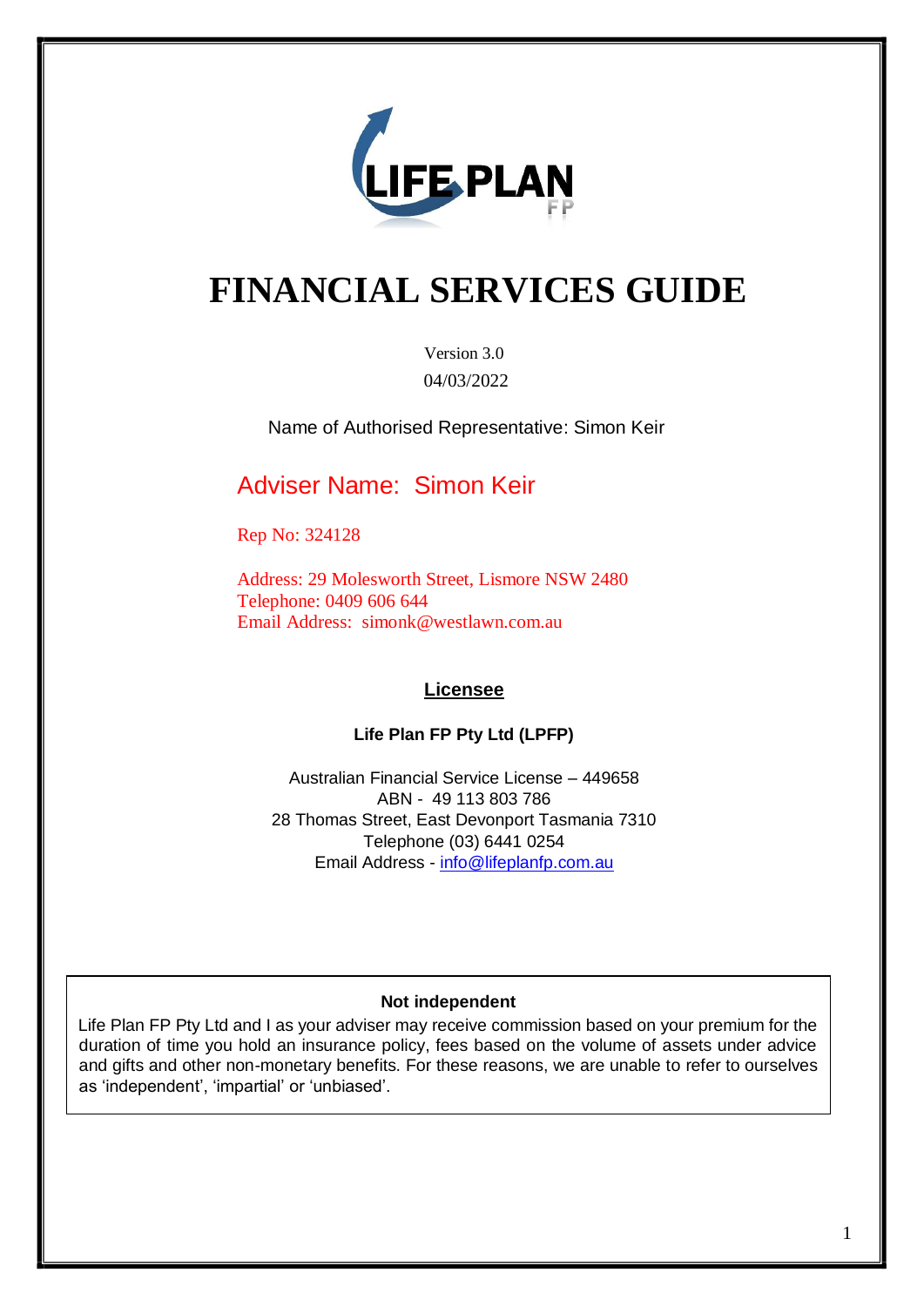# FINANCIAL SERVICES GUIDE

Version 3.0

04/03/2022

Name of Authorised Representative: Simon Keir

## Adviser Name: Simon Keir

Rep No: 324128

Address: 29 Molesworth Street, Lismore NSW 2480
Telephone: 0409 606 644
Email Address: simonk@westlawn.com.au

**Licensee**

**Life Plan FP Pty Ltd (LPFP)**

Australian Financial Service License – 449658
ABN - 49 113 803 786
28 Thomas Street, East Devonport Tasmania 7310
Telephone (03) 6441 0254
Email Address - info@lifeplanfp.com.au

**Not independent**

Life Plan FP Pty Ltd and I as your adviser may receive commission based on your premium for the duration of time you hold an insurance policy, fees based on the volume of assets under advice and gifts and other non-monetary benefits. For these reasons, we are unable to refer to ourselves as 'independent', 'impartial' or 'unbiased'.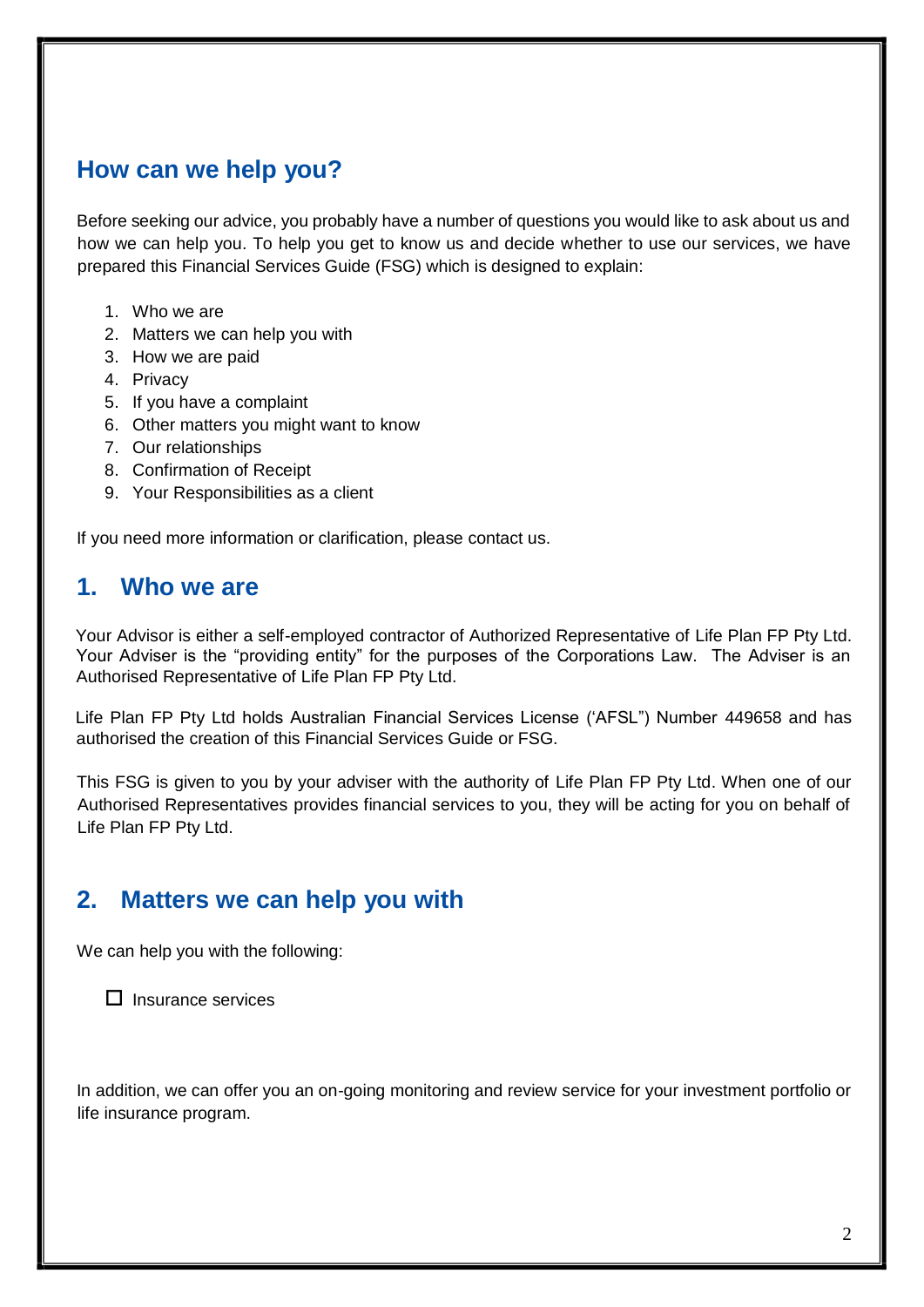## How can we help you?

Before seeking our advice, you probably have a number of questions you would like to ask about us and how we can help you. To help you get to know us and decide whether to use our services, we have prepared this Financial Services Guide (FSG) which is designed to explain:

1. Who we are
2. Matters we can help you with
3. How we are paid
4. Privacy
5. If you have a complaint
6. Other matters you might want to know
7. Our relationships
8. Confirmation of Receipt
9. Your Responsibilities as a client

If you need more information or clarification, please contact us.

## 1. Who we are

Your Advisor is either a self-employed contractor of Authorized Representative of Life Plan FP Pty Ltd. Your Adviser is the "providing entity" for the purposes of the Corporations Law. The Adviser is an Authorised Representative of Life Plan FP Pty Ltd.

Life Plan FP Pty Ltd holds Australian Financial Services License ('AFSL") Number 449658 and has authorised the creation of this Financial Services Guide or FSG.

This FSG is given to you by your adviser with the authority of Life Plan FP Pty Ltd. When one of our Authorised Representatives provides financial services to you, they will be acting for you on behalf of Life Plan FP Pty Ltd.

## 2. Matters we can help you with

We can help you with the following:

- ☐ Insurance services

In addition, we can offer you an on-going monitoring and review service for your investment portfolio or life insurance program.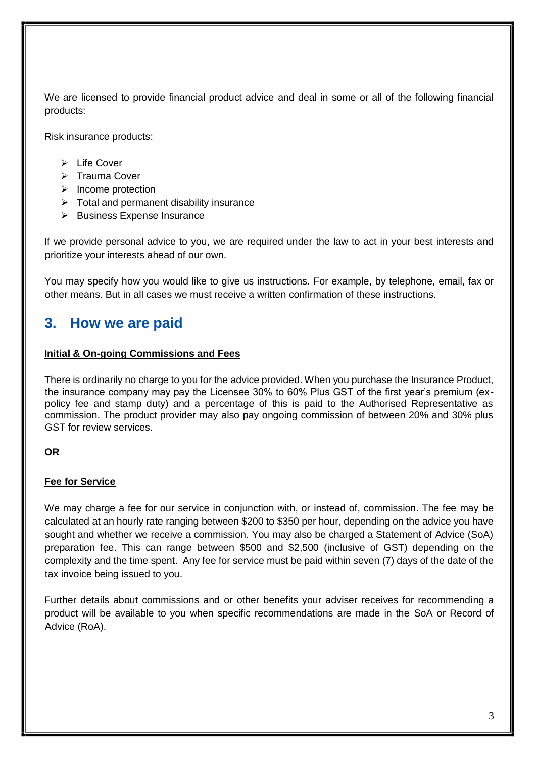We are licensed to provide financial product advice and deal in some or all of the following financial products:

Risk insurance products:

- Life Cover
- Trauma Cover
- Income protection
- Total and permanent disability insurance
- Business Expense Insurance

If we provide personal advice to you, we are required under the law to act in your best interests and prioritize your interests ahead of our own.

You may specify how you would like to give us instructions. For example, by telephone, email, fax or other means. But in all cases we must receive a written confirmation of these instructions.

## 3. How we are paid

**Initial & On-going Commissions and Fees**

There is ordinarily no charge to you for the advice provided. When you purchase the Insurance Product, the insurance company may pay the Licensee 30% to 60% Plus GST of the first year's premium (ex-policy fee and stamp duty) and a percentage of this is paid to the Authorised Representative as commission. The product provider may also pay ongoing commission of between 20% and 30% plus GST for review services.

**OR**

**Fee for Service**

We may charge a fee for our service in conjunction with, or instead of, commission. The fee may be calculated at an hourly rate ranging between $200 to $350 per hour, depending on the advice you have sought and whether we receive a commission. You may also be charged a Statement of Advice (SoA) preparation fee. This can range between $500 and $2,500 (inclusive of GST) depending on the complexity and the time spent. Any fee for service must be paid within seven (7) days of the date of the tax invoice being issued to you.

Further details about commissions and or other benefits your adviser receives for recommending a product will be available to you when specific recommendations are made in the SoA or Record of Advice (RoA).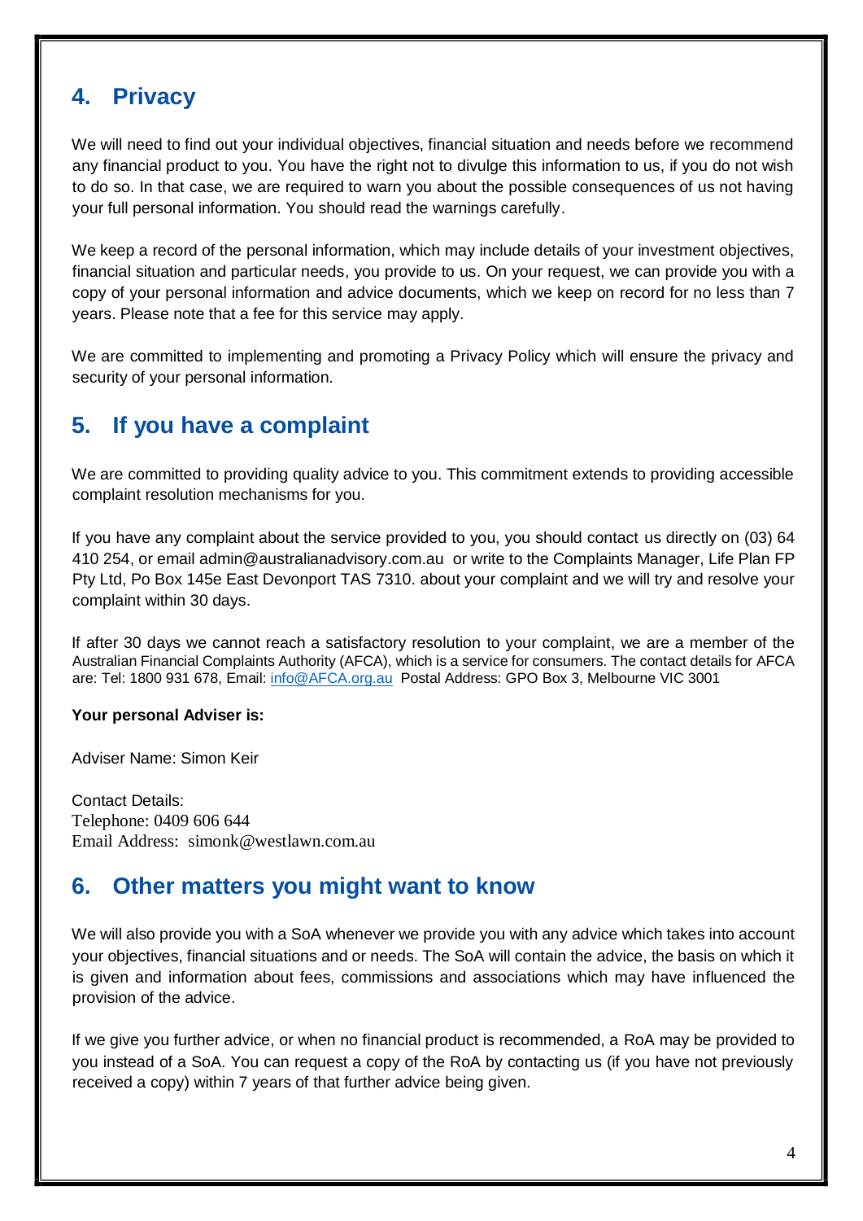## 4. Privacy

We will need to find out your individual objectives, financial situation and needs before we recommend any financial product to you. You have the right not to divulge this information to us, if you do not wish to do so. In that case, we are required to warn you about the possible consequences of us not having your full personal information. You should read the warnings carefully.

We keep a record of the personal information, which may include details of your investment objectives, financial situation and particular needs, you provide to us. On your request, we can provide you with a copy of your personal information and advice documents, which we keep on record for no less than 7 years. Please note that a fee for this service may apply.

We are committed to implementing and promoting a Privacy Policy which will ensure the privacy and security of your personal information.

## 5. If you have a complaint

We are committed to providing quality advice to you. This commitment extends to providing accessible complaint resolution mechanisms for you.

If you have any complaint about the service provided to you, you should contact us directly on (03) 64 410 254, or email admin@australianadvisory.com.au or write to the Complaints Manager, Life Plan FP Pty Ltd, Po Box 145e East Devonport TAS 7310. about your complaint and we will try and resolve your complaint within 30 days.

If after 30 days we cannot reach a satisfactory resolution to your complaint, we are a member of the Australian Financial Complaints Authority (AFCA), which is a service for consumers. The contact details for AFCA are: Tel: 1800 931 678, Email: info@AFCA.org.au Postal Address: GPO Box 3, Melbourne VIC 3001

**Your personal Adviser is:**

Adviser Name: Simon Keir

Contact Details:
Telephone: 0409 606 644
Email Address: simonk@westlawn.com.au

## 6. Other matters you might want to know

We will also provide you with a SoA whenever we provide you with any advice which takes into account your objectives, financial situations and or needs. The SoA will contain the advice, the basis on which it is given and information about fees, commissions and associations which may have influenced the provision of the advice.

If we give you further advice, or when no financial product is recommended, a RoA may be provided to you instead of a SoA. You can request a copy of the RoA by contacting us (if you have not previously received a copy) within 7 years of that further advice being given.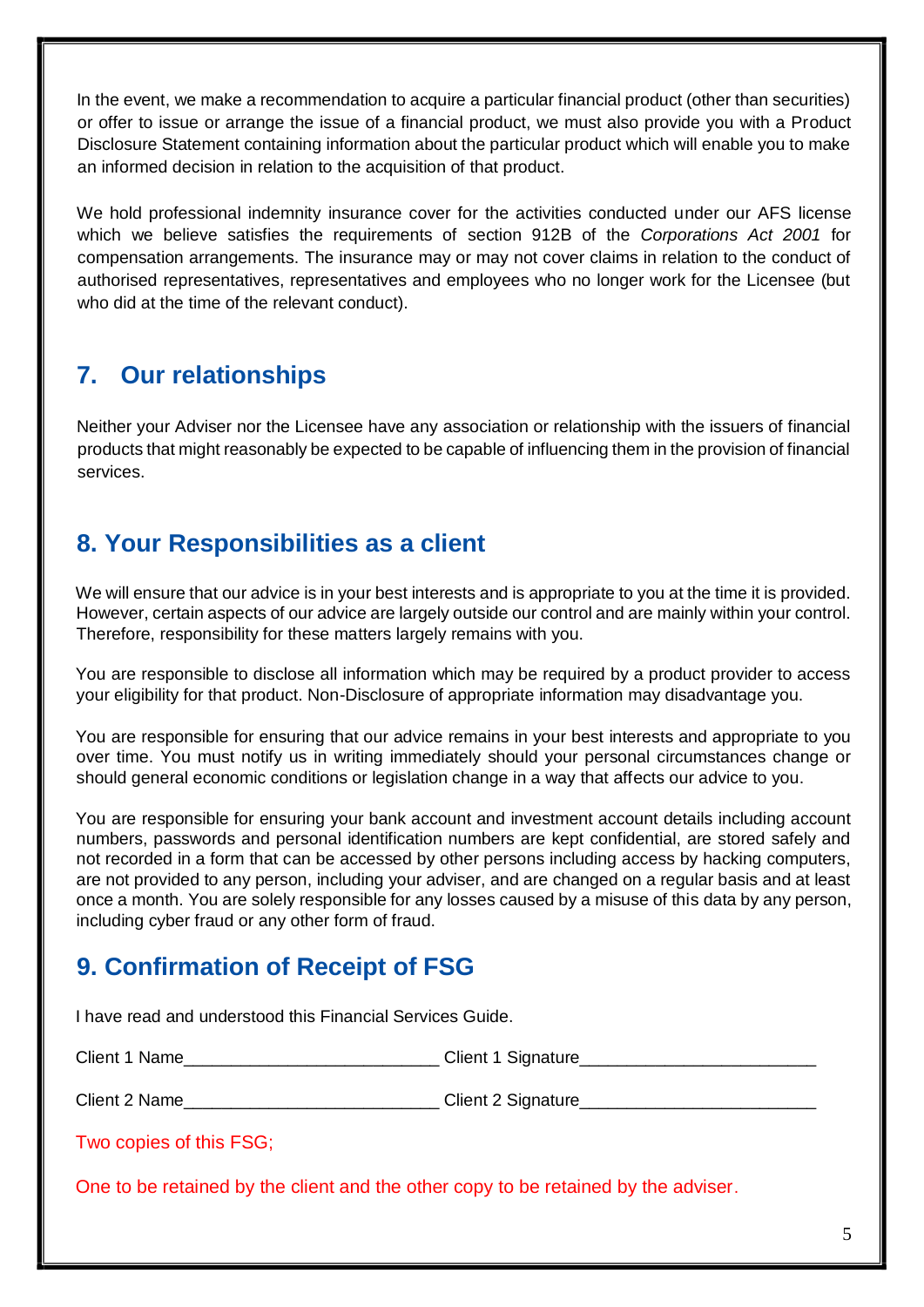In the event, we make a recommendation to acquire a particular financial product (other than securities) or offer to issue or arrange the issue of a financial product, we must also provide you with a Product Disclosure Statement containing information about the particular product which will enable you to make an informed decision in relation to the acquisition of that product.

We hold professional indemnity insurance cover for the activities conducted under our AFS license which we believe satisfies the requirements of section 912B of the *Corporations Act 2001* for compensation arrangements. The insurance may or may not cover claims in relation to the conduct of authorised representatives, representatives and employees who no longer work for the Licensee (but who did at the time of the relevant conduct).

## 7. Our relationships

Neither your Adviser nor the Licensee have any association or relationship with the issuers of financial products that might reasonably be expected to be capable of influencing them in the provision of financial services.

## 8. Your Responsibilities as a client

We will ensure that our advice is in your best interests and is appropriate to you at the time it is provided. However, certain aspects of our advice are largely outside our control and are mainly within your control. Therefore, responsibility for these matters largely remains with you.

You are responsible to disclose all information which may be required by a product provider to access your eligibility for that product. Non-Disclosure of appropriate information may disadvantage you.

You are responsible for ensuring that our advice remains in your best interests and appropriate to you over time. You must notify us in writing immediately should your personal circumstances change or should general economic conditions or legislation change in a way that affects our advice to you.

You are responsible for ensuring your bank account and investment account details including account numbers, passwords and personal identification numbers are kept confidential, are stored safely and not recorded in a form that can be accessed by other persons including access by hacking computers, are not provided to any person, including your adviser, and are changed on a regular basis and at least once a month. You are solely responsible for any losses caused by a misuse of this data by any person, including cyber fraud or any other form of fraud.

## 9. Confirmation of Receipt of FSG

I have read and understood this Financial Services Guide.

Client 1 Name__________________________ Client 1 Signature________________________

Client 2 Name__________________________ Client 2 Signature________________________

Two copies of this FSG;

One to be retained by the client and the other copy to be retained by the adviser.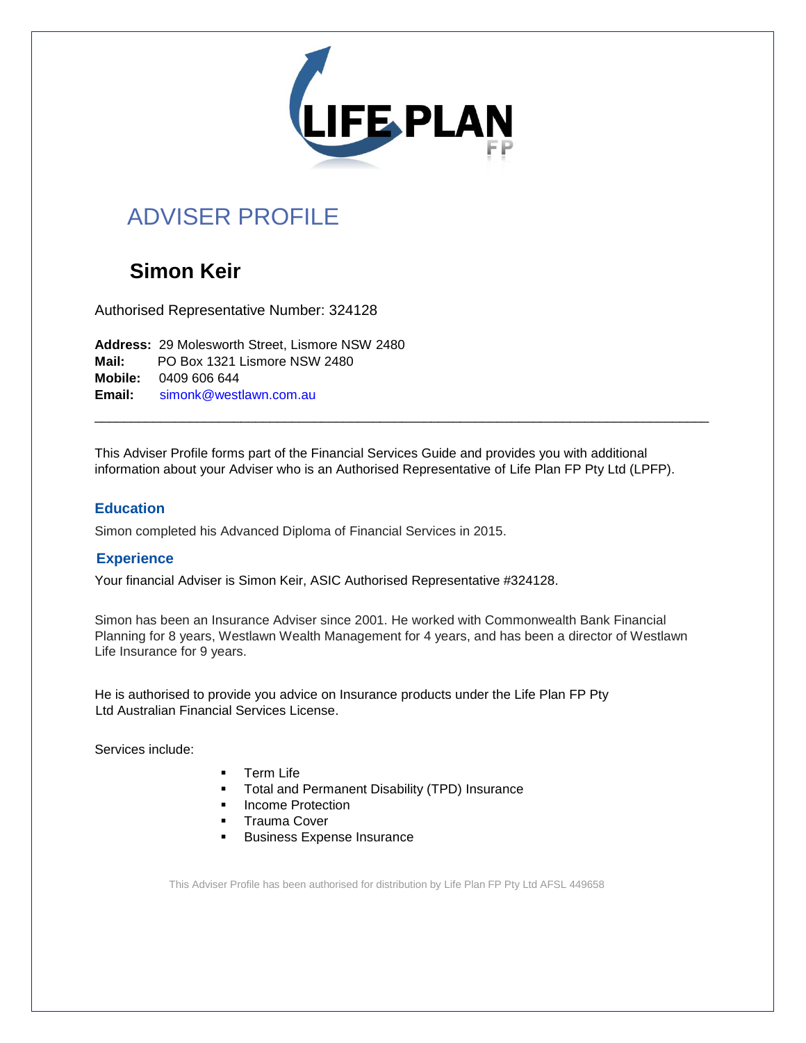# ADVISER PROFILE

## Simon Keir

Authorised Representative Number: 324128

**Address:** 29 Molesworth Street, Lismore NSW 2480
**Mail:** PO Box 1321 Lismore NSW 2480
**Mobile:** 0409 606 644
**Email:** simonk@westlawn.com.au

---

This Adviser Profile forms part of the Financial Services Guide and provides you with additional information about your Adviser who is an Authorised Representative of Life Plan FP Pty Ltd (LPFP).

### Education

Simon completed his Advanced Diploma of Financial Services in 2015.

### Experience

Your financial Adviser is Simon Keir, ASIC Authorised Representative #324128.

Simon has been an Insurance Adviser since 2001. He worked with Commonwealth Bank Financial Planning for 8 years, Westlawn Wealth Management for 4 years, and has been a director of Westlawn Life Insurance for 9 years.

He is authorised to provide you advice on Insurance products under the Life Plan FP Pty Ltd Australian Financial Services License.

Services include:

- Term Life
- Total and Permanent Disability (TPD) Insurance
- Income Protection
- Trauma Cover
- Business Expense Insurance

This Adviser Profile has been authorised for distribution by Life Plan FP Pty Ltd AFSL 449658